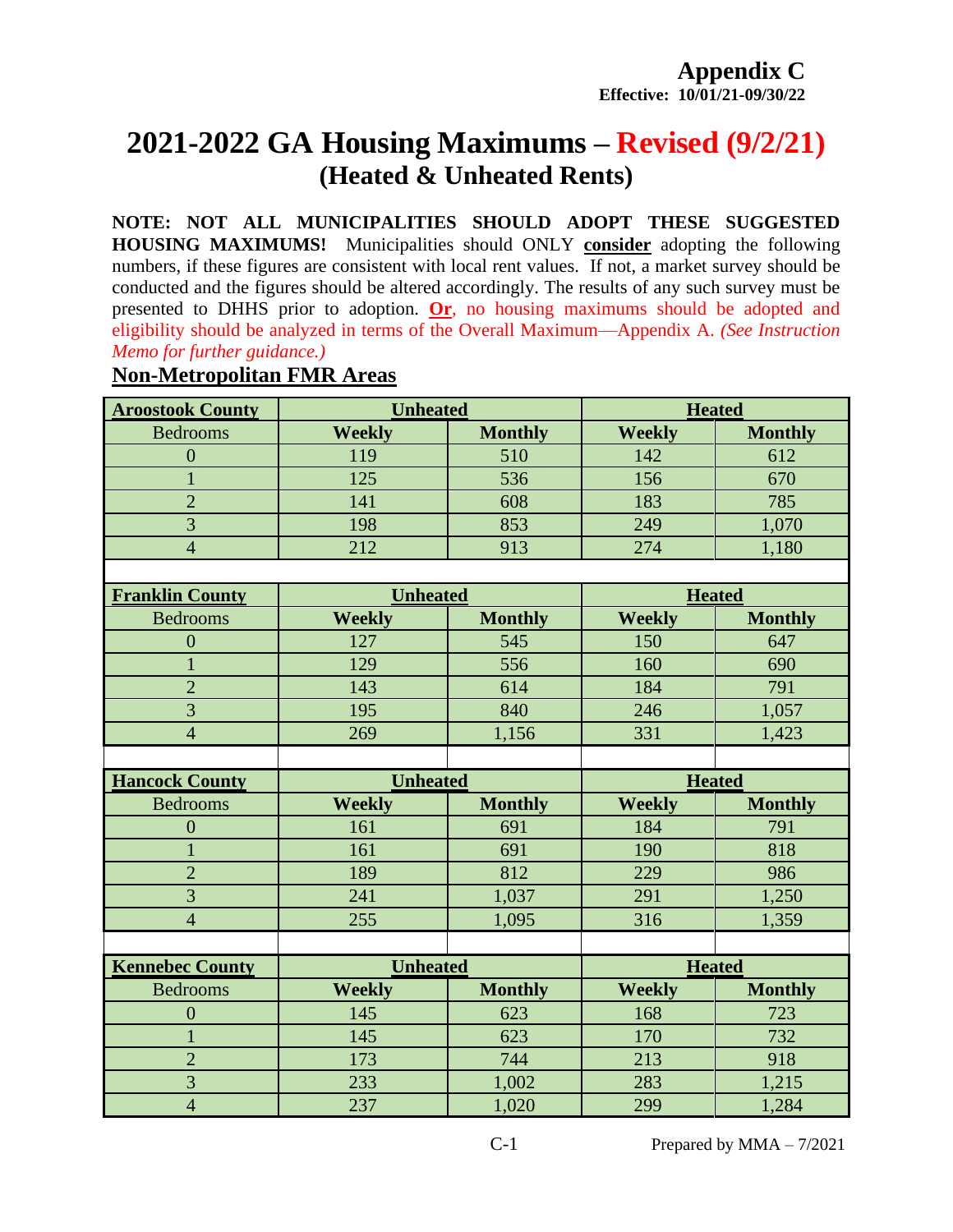**Appendix C**
**Effective: 10/01/21-09/30/22**

# 2021-2022 GA Housing Maximums – Revised (9/2/21)
## (Heated & Unheated Rents)

**NOTE: NOT ALL MUNICIPALITIES SHOULD ADOPT THESE SUGGESTED HOUSING MAXIMUMS!** Municipalities should ONLY **consider** adopting the following numbers, if these figures are consistent with local rent values. If not, a market survey should be conducted and the figures should be altered accordingly. The results of any such survey must be presented to DHHS prior to adoption. **Or**, no housing maximums should be adopted and eligibility should be analyzed in terms of the Overall Maximum—Appendix A. *(See Instruction Memo for further guidance.)*

## Non-Metropolitan FMR Areas

| Aroostook County | Unheated | | Heated | |
|---|---|---|---|---|
| Bedrooms | Weekly | Monthly | Weekly | Monthly |
| 0 | 119 | 510 | 142 | 612 |
| 1 | 125 | 536 | 156 | 670 |
| 2 | 141 | 608 | 183 | 785 |
| 3 | 198 | 853 | 249 | 1,070 |
| 4 | 212 | 913 | 274 | 1,180 |

| Franklin County | Unheated | | Heated | |
|---|---|---|---|---|
| Bedrooms | Weekly | Monthly | Weekly | Monthly |
| 0 | 127 | 545 | 150 | 647 |
| 1 | 129 | 556 | 160 | 690 |
| 2 | 143 | 614 | 184 | 791 |
| 3 | 195 | 840 | 246 | 1,057 |
| 4 | 269 | 1,156 | 331 | 1,423 |

| Hancock County | Unheated | | Heated | |
|---|---|---|---|---|
| Bedrooms | Weekly | Monthly | Weekly | Monthly |
| 0 | 161 | 691 | 184 | 791 |
| 1 | 161 | 691 | 190 | 818 |
| 2 | 189 | 812 | 229 | 986 |
| 3 | 241 | 1,037 | 291 | 1,250 |
| 4 | 255 | 1,095 | 316 | 1,359 |

| Kennebec County | Unheated | | Heated | |
|---|---|---|---|---|
| Bedrooms | Weekly | Monthly | Weekly | Monthly |
| 0 | 145 | 623 | 168 | 723 |
| 1 | 145 | 623 | 170 | 732 |
| 2 | 173 | 744 | 213 | 918 |
| 3 | 233 | 1,002 | 283 | 1,215 |
| 4 | 237 | 1,020 | 299 | 1,284 |

Prepared by MMA – 7/2021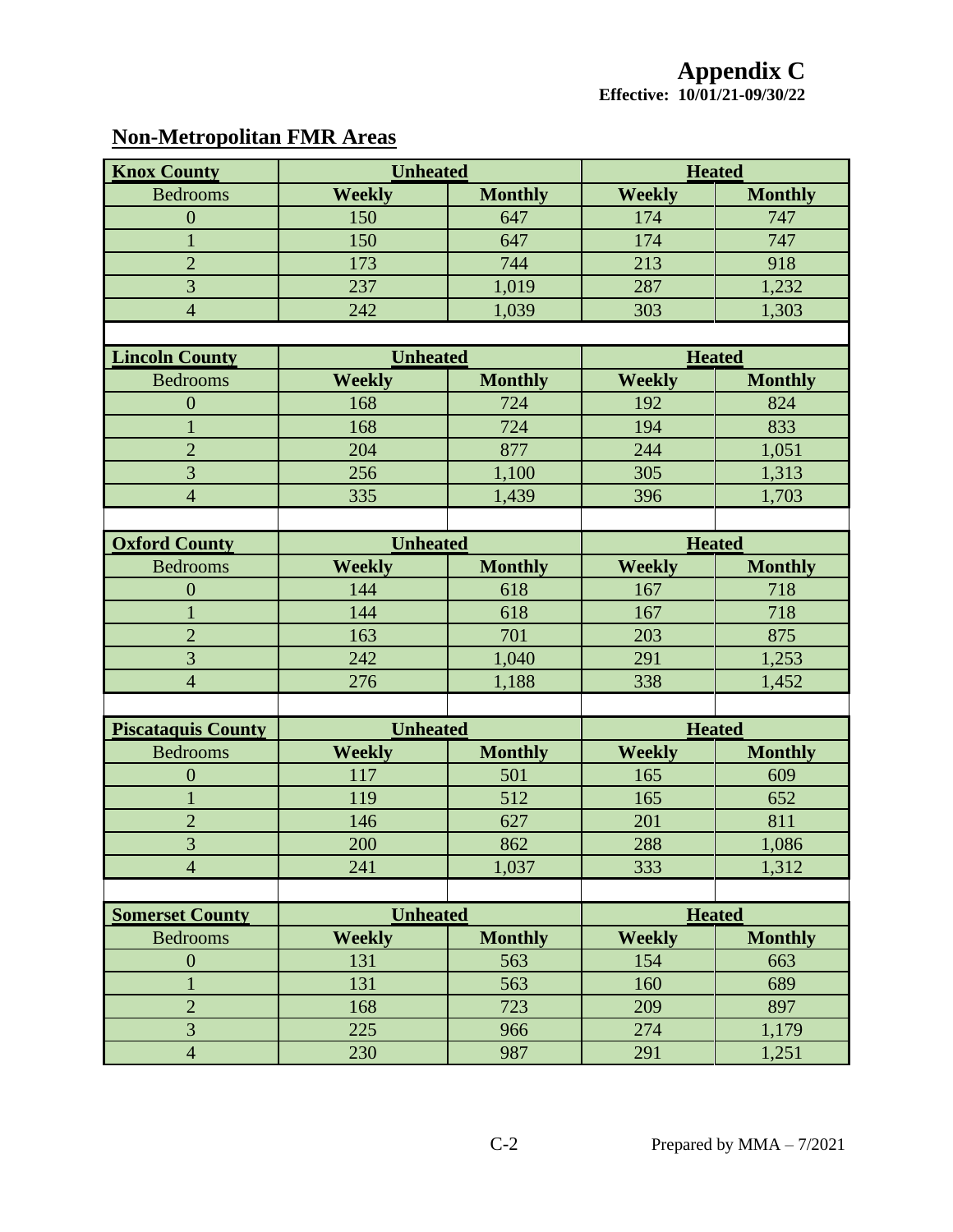# Appendix C

**Effective: 10/01/21-09/30/22**

## Non-Metropolitan FMR Areas

| Knox County | Unheated | | Heated | |
|---|---|---|---|---|
| Bedrooms | Weekly | Monthly | Weekly | Monthly |
| 0 | 150 | 647 | 174 | 747 |
| 1 | 150 | 647 | 174 | 747 |
| 2 | 173 | 744 | 213 | 918 |
| 3 | 237 | 1,019 | 287 | 1,232 |
| 4 | 242 | 1,039 | 303 | 1,303 |

| Lincoln County | Unheated | | Heated | |
|---|---|---|---|---|
| Bedrooms | Weekly | Monthly | Weekly | Monthly |
| 0 | 168 | 724 | 192 | 824 |
| 1 | 168 | 724 | 194 | 833 |
| 2 | 204 | 877 | 244 | 1,051 |
| 3 | 256 | 1,100 | 305 | 1,313 |
| 4 | 335 | 1,439 | 396 | 1,703 |

| Oxford County | Unheated | | Heated | |
|---|---|---|---|---|
| Bedrooms | Weekly | Monthly | Weekly | Monthly |
| 0 | 144 | 618 | 167 | 718 |
| 1 | 144 | 618 | 167 | 718 |
| 2 | 163 | 701 | 203 | 875 |
| 3 | 242 | 1,040 | 291 | 1,253 |
| 4 | 276 | 1,188 | 338 | 1,452 |

| Piscataquis County | Unheated | | Heated | |
|---|---|---|---|---|
| Bedrooms | Weekly | Monthly | Weekly | Monthly |
| 0 | 117 | 501 | 165 | 609 |
| 1 | 119 | 512 | 165 | 652 |
| 2 | 146 | 627 | 201 | 811 |
| 3 | 200 | 862 | 288 | 1,086 |
| 4 | 241 | 1,037 | 333 | 1,312 |

| Somerset County | Unheated | | Heated | |
|---|---|---|---|---|
| Bedrooms | Weekly | Monthly | Weekly | Monthly |
| 0 | 131 | 563 | 154 | 663 |
| 1 | 131 | 563 | 160 | 689 |
| 2 | 168 | 723 | 209 | 897 |
| 3 | 225 | 966 | 274 | 1,179 |
| 4 | 230 | 987 | 291 | 1,251 |

Prepared by MMA – 7/2021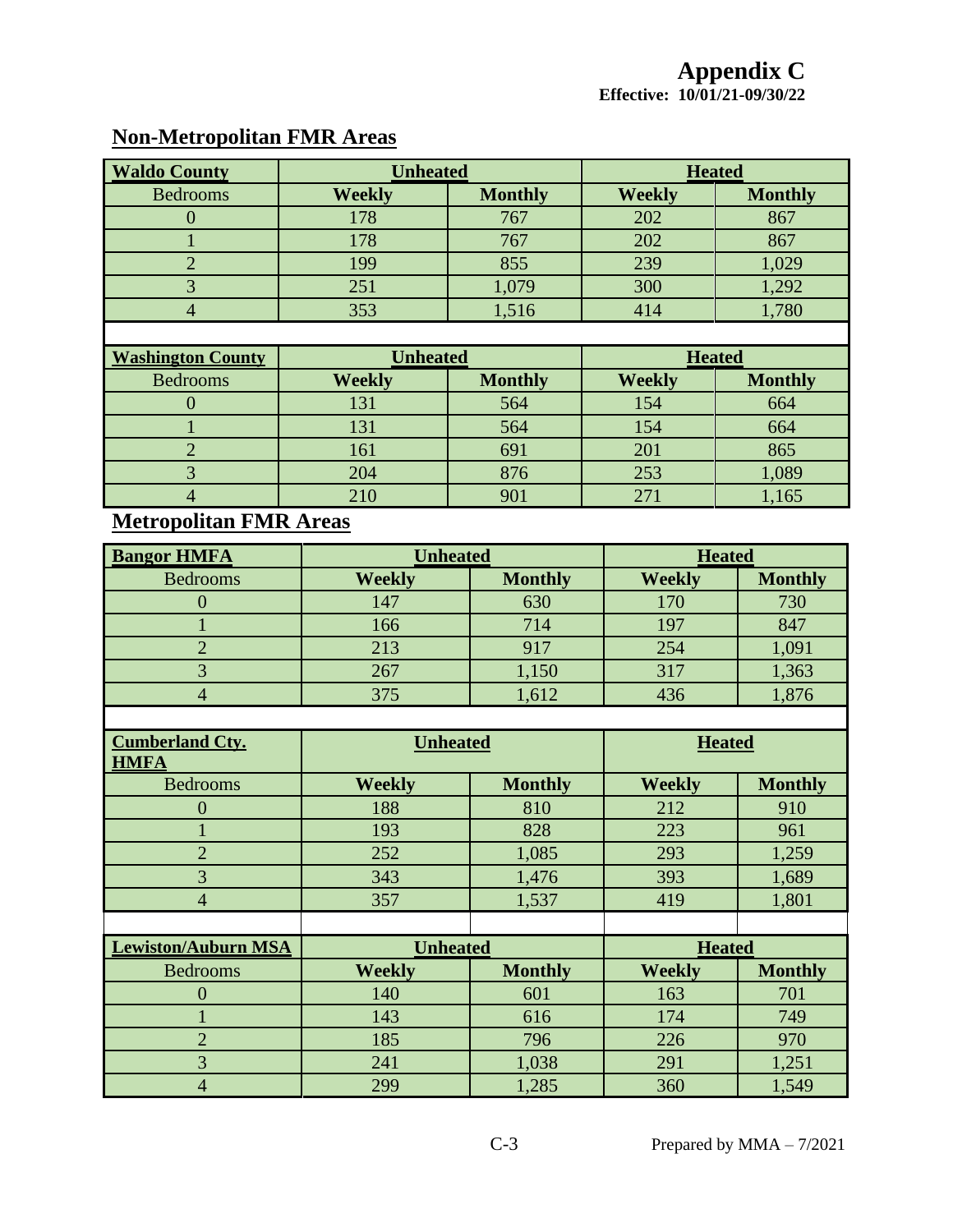# Appendix C

**Effective: 10/01/21-09/30/22**

## Non-Metropolitan FMR Areas

| Waldo County | Unheated | | Heated | |
|---|---|---|---|---|
| Bedrooms | Weekly | Monthly | Weekly | Monthly |
| 0 | 178 | 767 | 202 | 867 |
| 1 | 178 | 767 | 202 | 867 |
| 2 | 199 | 855 | 239 | 1,029 |
| 3 | 251 | 1,079 | 300 | 1,292 |
| 4 | 353 | 1,516 | 414 | 1,780 |

| Washington County | Unheated | | Heated | |
|---|---|---|---|---|
| Bedrooms | Weekly | Monthly | Weekly | Monthly |
| 0 | 131 | 564 | 154 | 664 |
| 1 | 131 | 564 | 154 | 664 |
| 2 | 161 | 691 | 201 | 865 |
| 3 | 204 | 876 | 253 | 1,089 |
| 4 | 210 | 901 | 271 | 1,165 |

## Metropolitan FMR Areas

| Bangor HMFA | Unheated | | Heated | |
|---|---|---|---|---|
| Bedrooms | Weekly | Monthly | Weekly | Monthly |
| 0 | 147 | 630 | 170 | 730 |
| 1 | 166 | 714 | 197 | 847 |
| 2 | 213 | 917 | 254 | 1,091 |
| 3 | 267 | 1,150 | 317 | 1,363 |
| 4 | 375 | 1,612 | 436 | 1,876 |

| Cumberland Cty. HMFA | Unheated | | Heated | |
|---|---|---|---|---|
| Bedrooms | Weekly | Monthly | Weekly | Monthly |
| 0 | 188 | 810 | 212 | 910 |
| 1 | 193 | 828 | 223 | 961 |
| 2 | 252 | 1,085 | 293 | 1,259 |
| 3 | 343 | 1,476 | 393 | 1,689 |
| 4 | 357 | 1,537 | 419 | 1,801 |

| Lewiston/Auburn MSA | Unheated | | Heated | |
|---|---|---|---|---|
| Bedrooms | Weekly | Monthly | Weekly | Monthly |
| 0 | 140 | 601 | 163 | 701 |
| 1 | 143 | 616 | 174 | 749 |
| 2 | 185 | 796 | 226 | 970 |
| 3 | 241 | 1,038 | 291 | 1,251 |
| 4 | 299 | 1,285 | 360 | 1,549 |

Prepared by MMA – 7/2021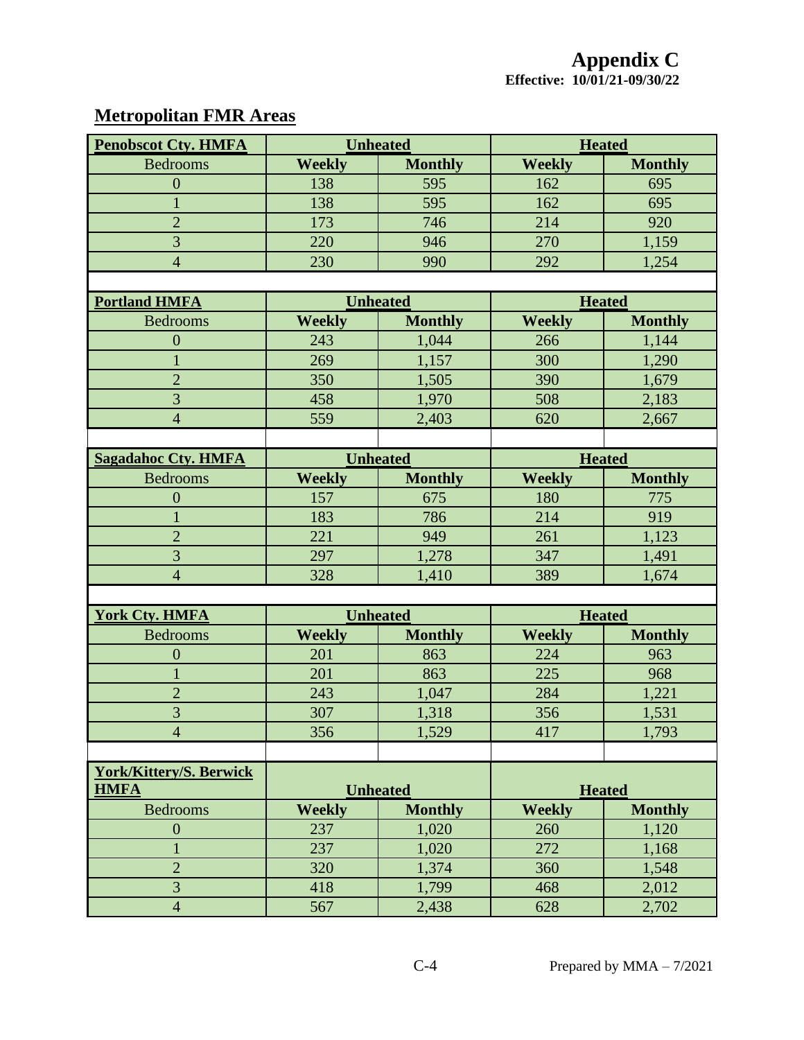# Appendix C

**Effective: 10/01/21-09/30/22**

## Metropolitan FMR Areas

| **Penobscot Cty. HMFA** | **Unheated** | | **Heated** | |
|---|---|---|---|---|
| Bedrooms | **Weekly** | **Monthly** | **Weekly** | **Monthly** |
| 0 | 138 | 595 | 162 | 695 |
| 1 | 138 | 595 | 162 | 695 |
| 2 | 173 | 746 | 214 | 920 |
| 3 | 220 | 946 | 270 | 1,159 |
| 4 | 230 | 990 | 292 | 1,254 |

| **Portland HMFA** | **Unheated** | | **Heated** | |
|---|---|---|---|---|
| Bedrooms | **Weekly** | **Monthly** | **Weekly** | **Monthly** |
| 0 | 243 | 1,044 | 266 | 1,144 |
| 1 | 269 | 1,157 | 300 | 1,290 |
| 2 | 350 | 1,505 | 390 | 1,679 |
| 3 | 458 | 1,970 | 508 | 2,183 |
| 4 | 559 | 2,403 | 620 | 2,667 |

| **Sagadahoc Cty. HMFA** | **Unheated** | | **Heated** | |
|---|---|---|---|---|
| Bedrooms | **Weekly** | **Monthly** | **Weekly** | **Monthly** |
| 0 | 157 | 675 | 180 | 775 |
| 1 | 183 | 786 | 214 | 919 |
| 2 | 221 | 949 | 261 | 1,123 |
| 3 | 297 | 1,278 | 347 | 1,491 |
| 4 | 328 | 1,410 | 389 | 1,674 |

| **York Cty. HMFA** | **Unheated** | | **Heated** | |
|---|---|---|---|---|
| Bedrooms | **Weekly** | **Monthly** | **Weekly** | **Monthly** |
| 0 | 201 | 863 | 224 | 963 |
| 1 | 201 | 863 | 225 | 968 |
| 2 | 243 | 1,047 | 284 | 1,221 |
| 3 | 307 | 1,318 | 356 | 1,531 |
| 4 | 356 | 1,529 | 417 | 1,793 |

| **York/Kittery/S. Berwick HMFA** | **Unheated** | | **Heated** | |
|---|---|---|---|---|
| Bedrooms | **Weekly** | **Monthly** | **Weekly** | **Monthly** |
| 0 | 237 | 1,020 | 260 | 1,120 |
| 1 | 237 | 1,020 | 272 | 1,168 |
| 2 | 320 | 1,374 | 360 | 1,548 |
| 3 | 418 | 1,799 | 468 | 2,012 |
| 4 | 567 | 2,438 | 628 | 2,702 |

Prepared by MMA – 7/2021